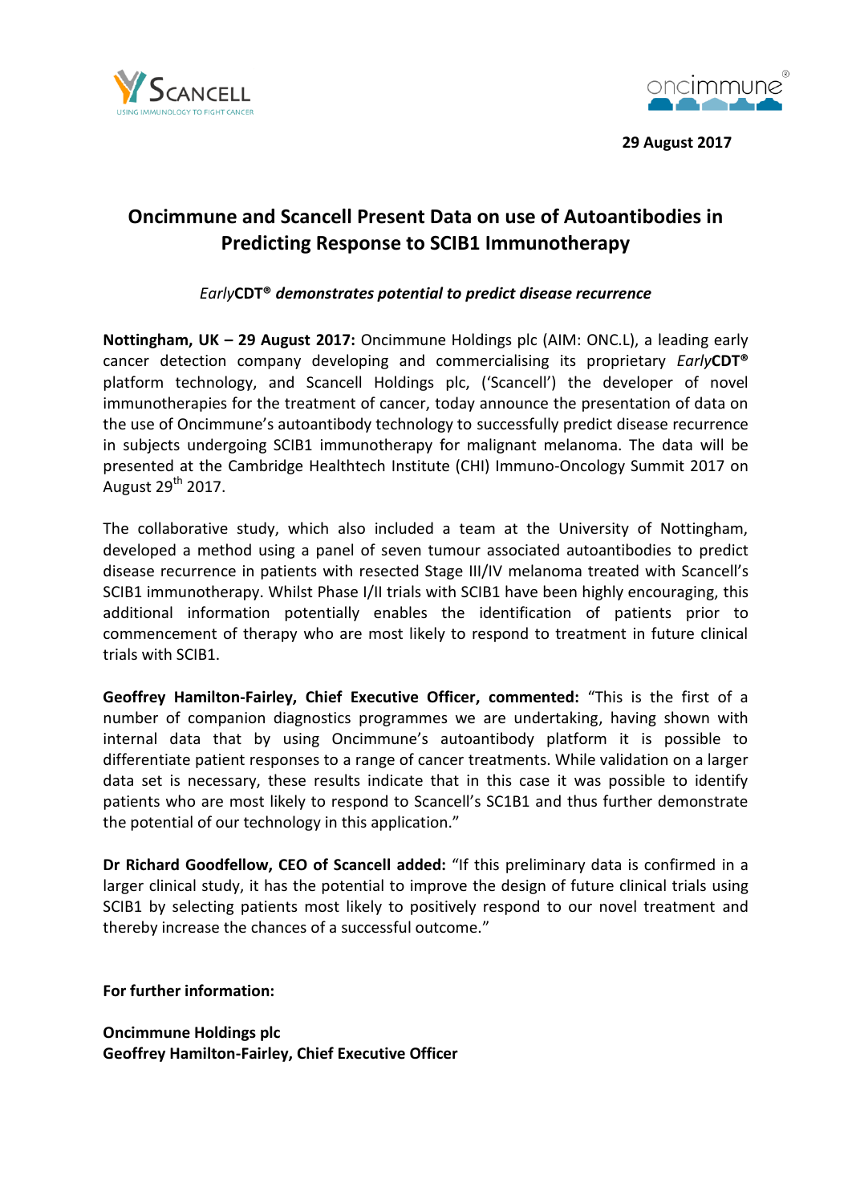SCANCELL
USING IMMUNOLOGY TO FIGHT CANCER

oncimmune®

**29 August 2017**

# Oncimmune and Scancell Present Data on use of Autoantibodies in Predicting Response to SCIB1 Immunotherapy

***Early*CDT® demonstrates potential to predict disease recurrence**

**Nottingham, UK – 29 August 2017:** Oncimmune Holdings plc (AIM: ONC.L), a leading early cancer detection company developing and commercialising its proprietary *Early***CDT®** platform technology, and Scancell Holdings plc, ('Scancell') the developer of novel immunotherapies for the treatment of cancer, today announce the presentation of data on the use of Oncimmune's autoantibody technology to successfully predict disease recurrence in subjects undergoing SCIB1 immunotherapy for malignant melanoma. The data will be presented at the Cambridge Healthtech Institute (CHI) Immuno-Oncology Summit 2017 on August 29th 2017.

The collaborative study, which also included a team at the University of Nottingham, developed a method using a panel of seven tumour associated autoantibodies to predict disease recurrence in patients with resected Stage III/IV melanoma treated with Scancell's SCIB1 immunotherapy. Whilst Phase I/II trials with SCIB1 have been highly encouraging, this additional information potentially enables the identification of patients prior to commencement of therapy who are most likely to respond to treatment in future clinical trials with SCIB1.

**Geoffrey Hamilton-Fairley, Chief Executive Officer, commented:** "This is the first of a number of companion diagnostics programmes we are undertaking, having shown with internal data that by using Oncimmune's autoantibody platform it is possible to differentiate patient responses to a range of cancer treatments. While validation on a larger data set is necessary, these results indicate that in this case it was possible to identify patients who are most likely to respond to Scancell's SC1B1 and thus further demonstrate the potential of our technology in this application."

**Dr Richard Goodfellow, CEO of Scancell added:** "If this preliminary data is confirmed in a larger clinical study, it has the potential to improve the design of future clinical trials using SCIB1 by selecting patients most likely to positively respond to our novel treatment and thereby increase the chances of a successful outcome."

**For further information:**

**Oncimmune Holdings plc**
**Geoffrey Hamilton-Fairley, Chief Executive Officer**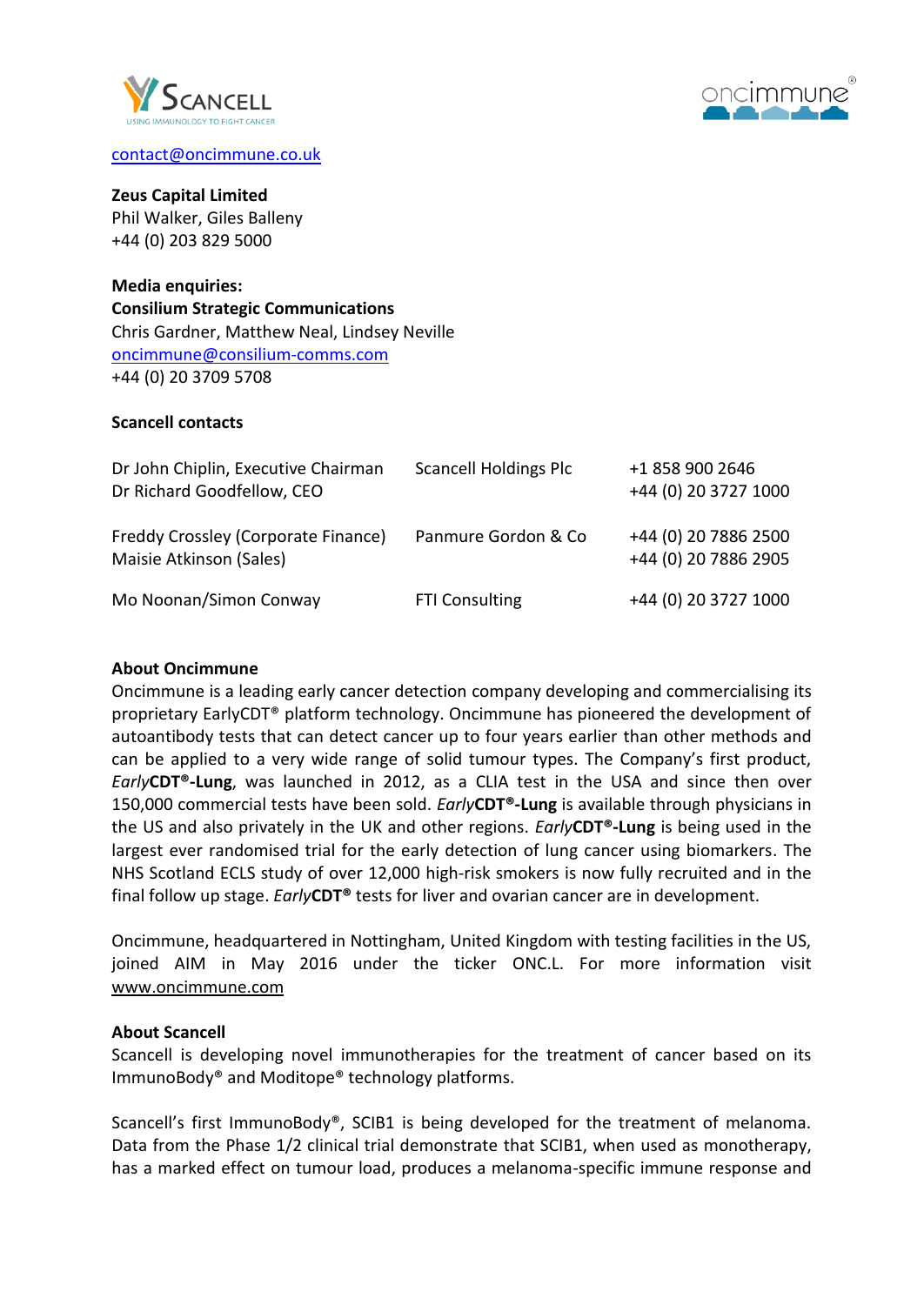contact@oncimmune.co.uk

**Zeus Capital Limited**
Phil Walker, Giles Balleny
+44 (0) 203 829 5000

**Media enquiries:**
**Consilium Strategic Communications**
Chris Gardner, Matthew Neal, Lindsey Neville
oncimmune@consilium-comms.com
+44 (0) 20 3709 5708

**Scancell contacts**

| | | |
|---|---|---|
| Dr John Chiplin, Executive Chairman<br>Dr Richard Goodfellow, CEO | Scancell Holdings Plc | +1 858 900 2646<br>+44 (0) 20 3727 1000 |
| Freddy Crossley (Corporate Finance)<br>Maisie Atkinson (Sales) | Panmure Gordon & Co | +44 (0) 20 7886 2500<br>+44 (0) 20 7886 2905 |
| Mo Noonan/Simon Conway | FTI Consulting | +44 (0) 20 3727 1000 |

**About Oncimmune**
Oncimmune is a leading early cancer detection company developing and commercialising its proprietary EarlyCDT® platform technology. Oncimmune has pioneered the development of autoantibody tests that can detect cancer up to four years earlier than other methods and can be applied to a very wide range of solid tumour types. The Company's first product, *Early***CDT®-Lung**, was launched in 2012, as a CLIA test in the USA and since then over 150,000 commercial tests have been sold. *Early***CDT®-Lung** is available through physicians in the US and also privately in the UK and other regions. *Early***CDT®-Lung** is being used in the largest ever randomised trial for the early detection of lung cancer using biomarkers. The NHS Scotland ECLS study of over 12,000 high-risk smokers is now fully recruited and in the final follow up stage. *Early***CDT®** tests for liver and ovarian cancer are in development.

Oncimmune, headquartered in Nottingham, United Kingdom with testing facilities in the US, joined AIM in May 2016 under the ticker ONC.L. For more information visit www.oncimmune.com

**About Scancell**
Scancell is developing novel immunotherapies for the treatment of cancer based on its ImmunoBody® and Moditope® technology platforms.

Scancell's first ImmunoBody®, SCIB1 is being developed for the treatment of melanoma. Data from the Phase 1/2 clinical trial demonstrate that SCIB1, when used as monotherapy, has a marked effect on tumour load, produces a melanoma-specific immune response and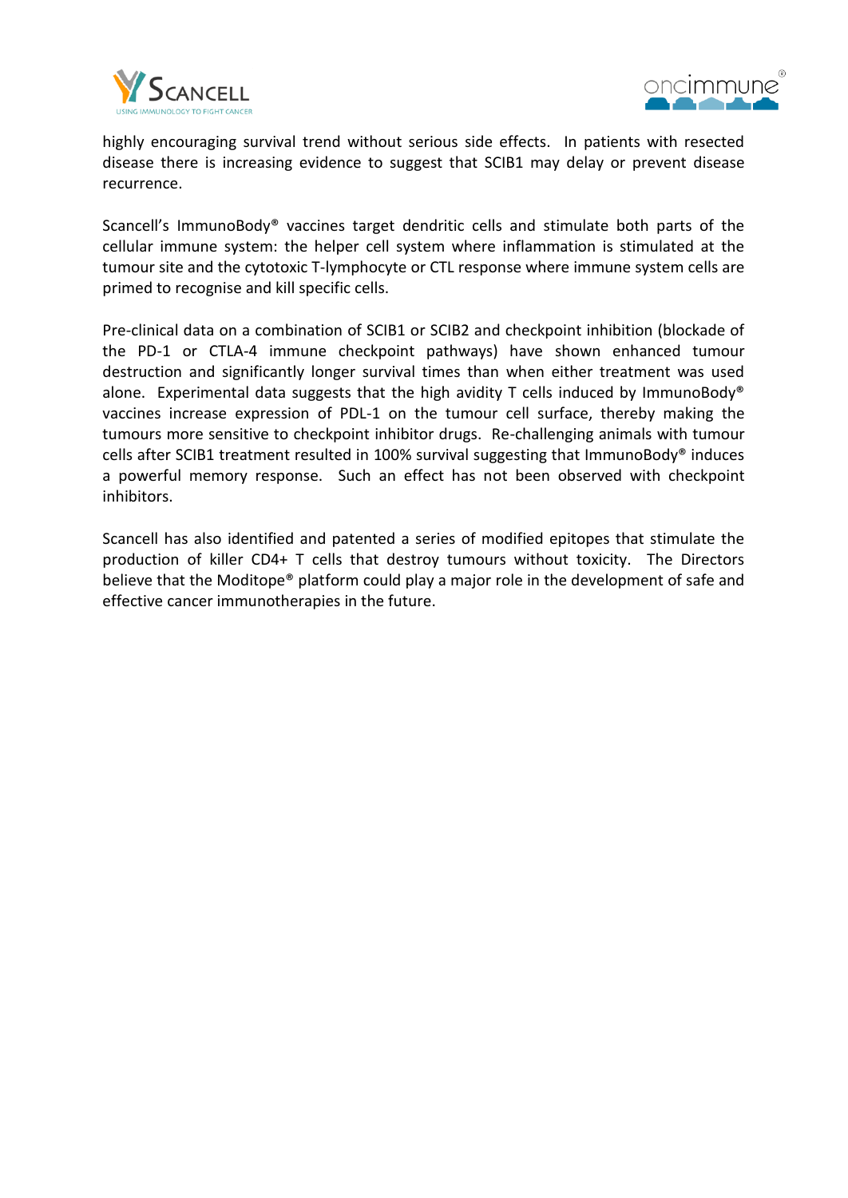highly encouraging survival trend without serious side effects. In patients with resected disease there is increasing evidence to suggest that SCIB1 may delay or prevent disease recurrence.

Scancell's ImmunoBody® vaccines target dendritic cells and stimulate both parts of the cellular immune system: the helper cell system where inflammation is stimulated at the tumour site and the cytotoxic T-lymphocyte or CTL response where immune system cells are primed to recognise and kill specific cells.

Pre-clinical data on a combination of SCIB1 or SCIB2 and checkpoint inhibition (blockade of the PD-1 or CTLA-4 immune checkpoint pathways) have shown enhanced tumour destruction and significantly longer survival times than when either treatment was used alone. Experimental data suggests that the high avidity T cells induced by ImmunoBody® vaccines increase expression of PDL-1 on the tumour cell surface, thereby making the tumours more sensitive to checkpoint inhibitor drugs. Re-challenging animals with tumour cells after SCIB1 treatment resulted in 100% survival suggesting that ImmunoBody® induces a powerful memory response. Such an effect has not been observed with checkpoint inhibitors.

Scancell has also identified and patented a series of modified epitopes that stimulate the production of killer CD4+ T cells that destroy tumours without toxicity. The Directors believe that the Moditope® platform could play a major role in the development of safe and effective cancer immunotherapies in the future.